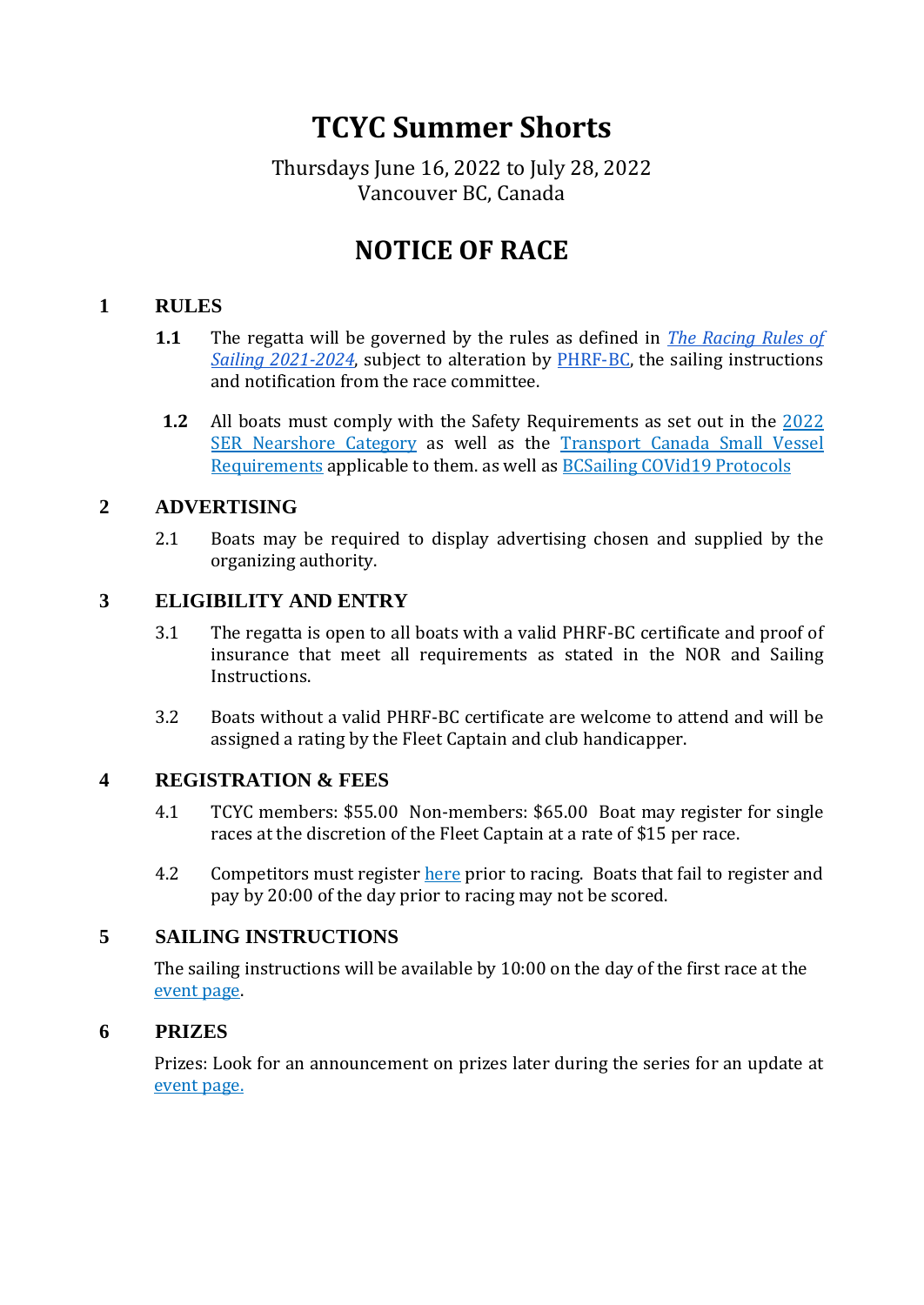# TCYC Summer Shorts

Thursdays June 16, 2022 to July 28, 2022
Vancouver BC, Canada

# NOTICE OF RACE

## 1 RULES

**1.1** The regatta will be governed by the rules as defined in *The Racing Rules of Sailing 2021-2024*, subject to alteration by PHRF-BC, the sailing instructions and notification from the race committee.

**1.2** All boats must comply with the Safety Requirements as set out in the 2022 SER Nearshore Category as well as the Transport Canada Small Vessel Requirements applicable to them. as well as BCSailing COVid19 Protocols

## 2 ADVERTISING

2.1 Boats may be required to display advertising chosen and supplied by the organizing authority.

## 3 ELIGIBILITY AND ENTRY

3.1 The regatta is open to all boats with a valid PHRF-BC certificate and proof of insurance that meet all requirements as stated in the NOR and Sailing Instructions.

3.2 Boats without a valid PHRF-BC certificate are welcome to attend and will be assigned a rating by the Fleet Captain and club handicapper.

## 4 REGISTRATION & FEES

4.1 TCYC members: $55.00 Non-members: $65.00 Boat may register for single races at the discretion of the Fleet Captain at a rate of $15 per race.

4.2 Competitors must register here prior to racing. Boats that fail to register and pay by 20:00 of the day prior to racing may not be scored.

## 5 SAILING INSTRUCTIONS

The sailing instructions will be available by 10:00 on the day of the first race at the event page.

## 6 PRIZES

Prizes: Look for an announcement on prizes later during the series for an update at event page.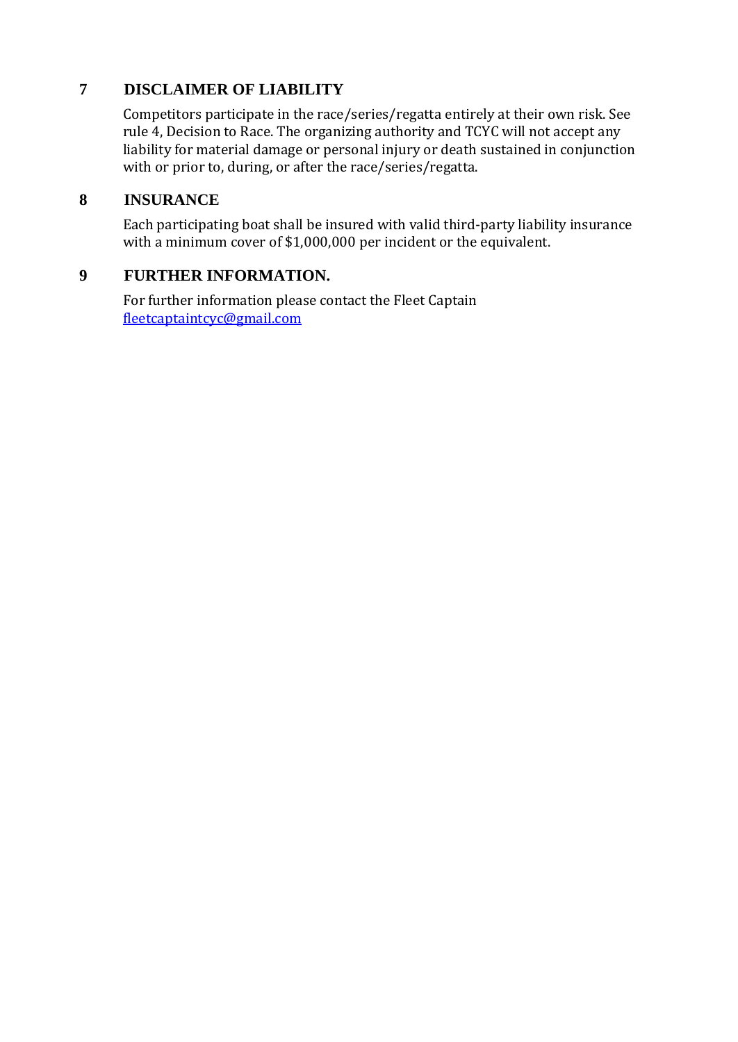## 7 DISCLAIMER OF LIABILITY

Competitors participate in the race/series/regatta entirely at their own risk. See rule 4, Decision to Race. The organizing authority and TCYC will not accept any liability for material damage or personal injury or death sustained in conjunction with or prior to, during, or after the race/series/regatta.

## 8 INSURANCE

Each participating boat shall be insured with valid third-party liability insurance with a minimum cover of $1,000,000 per incident or the equivalent.

## 9 FURTHER INFORMATION.

For further information please contact the Fleet Captain
fleetcaptaintcyc@gmail.com